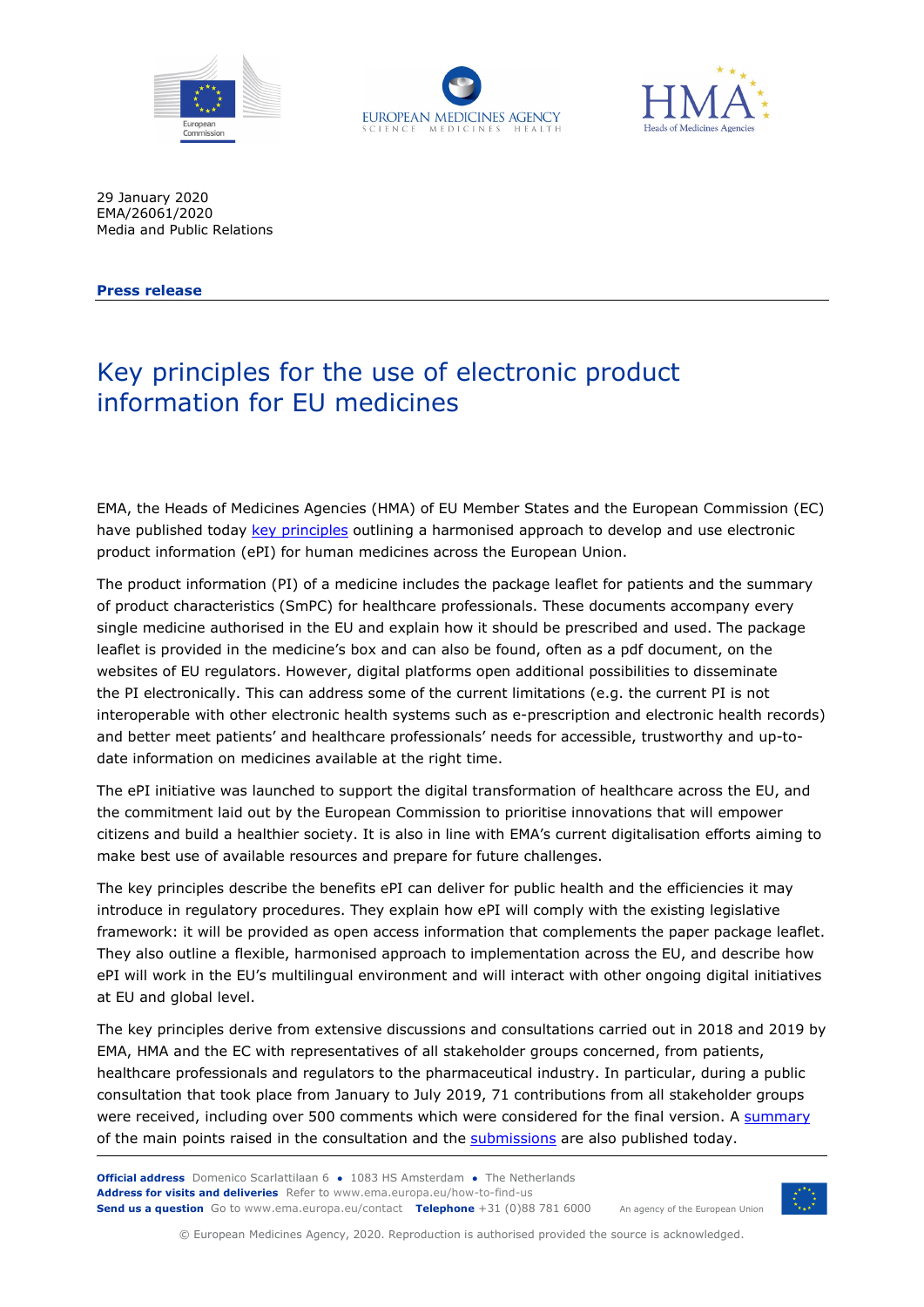29 January 2020
EMA/26061/2020
Media and Public Relations

**Press release**

# Key principles for the use of electronic product information for EU medicines

EMA, the Heads of Medicines Agencies (HMA) of EU Member States and the European Commission (EC) have published today key principles outlining a harmonised approach to develop and use electronic product information (ePI) for human medicines across the European Union.

The product information (PI) of a medicine includes the package leaflet for patients and the summary of product characteristics (SmPC) for healthcare professionals. These documents accompany every single medicine authorised in the EU and explain how it should be prescribed and used. The package leaflet is provided in the medicine's box and can also be found, often as a pdf document, on the websites of EU regulators. However, digital platforms open additional possibilities to disseminate the PI electronically. This can address some of the current limitations (e.g. the current PI is not interoperable with other electronic health systems such as e-prescription and electronic health records) and better meet patients' and healthcare professionals' needs for accessible, trustworthy and up-to-date information on medicines available at the right time.

The ePI initiative was launched to support the digital transformation of healthcare across the EU, and the commitment laid out by the European Commission to prioritise innovations that will empower citizens and build a healthier society. It is also in line with EMA's current digitalisation efforts aiming to make best use of available resources and prepare for future challenges.

The key principles describe the benefits ePI can deliver for public health and the efficiencies it may introduce in regulatory procedures. They explain how ePI will comply with the existing legislative framework: it will be provided as open access information that complements the paper package leaflet. They also outline a flexible, harmonised approach to implementation across the EU, and describe how ePI will work in the EU's multilingual environment and will interact with other ongoing digital initiatives at EU and global level.

The key principles derive from extensive discussions and consultations carried out in 2018 and 2019 by EMA, HMA and the EC with representatives of all stakeholder groups concerned, from patients, healthcare professionals and regulators to the pharmaceutical industry. In particular, during a public consultation that took place from January to July 2019, 71 contributions from all stakeholder groups were received, including over 500 comments which were considered for the final version. A summary of the main points raised in the consultation and the submissions are also published today.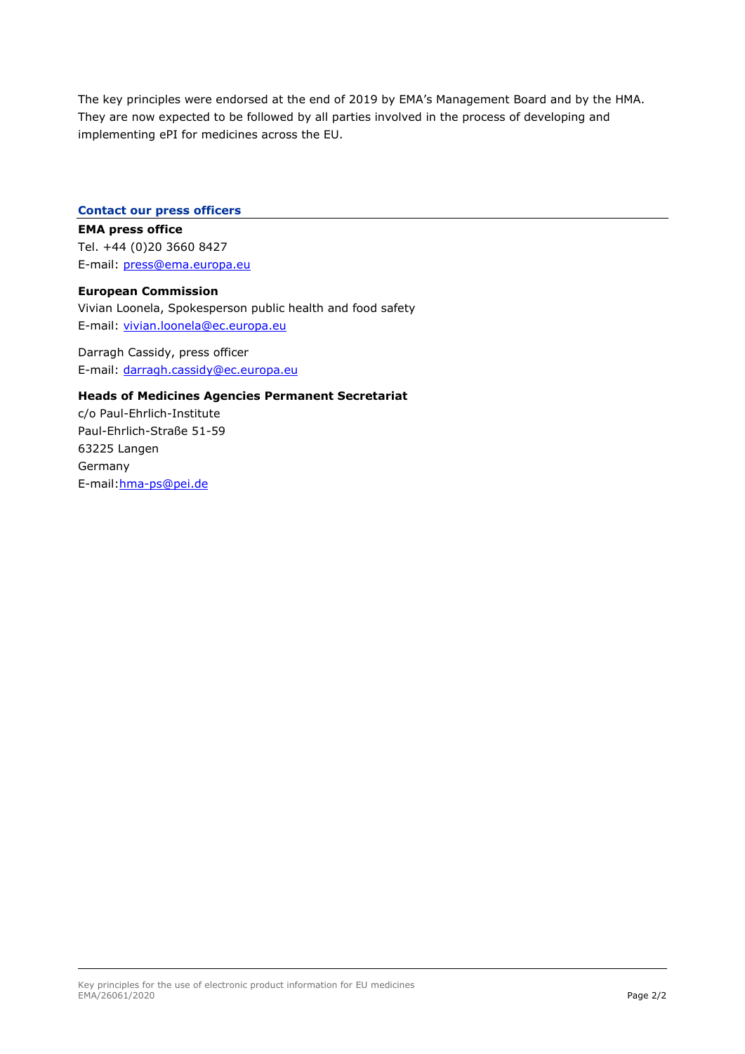The key principles were endorsed at the end of 2019 by EMA's Management Board and by the HMA. They are now expected to be followed by all parties involved in the process of developing and implementing ePI for medicines across the EU.

## Contact our press officers

**EMA press office**
Tel. +44 (0)20 3660 8427
E-mail: press@ema.europa.eu

**European Commission**
Vivian Loonela, Spokesperson public health and food safety
E-mail: vivian.loonela@ec.europa.eu

Darragh Cassidy, press officer
E-mail: darragh.cassidy@ec.europa.eu

**Heads of Medicines Agencies Permanent Secretariat**
c/o Paul-Ehrlich-Institute
Paul-Ehrlich-Straße 51-59
63225 Langen
Germany
E-mail:hma-ps@pei.de